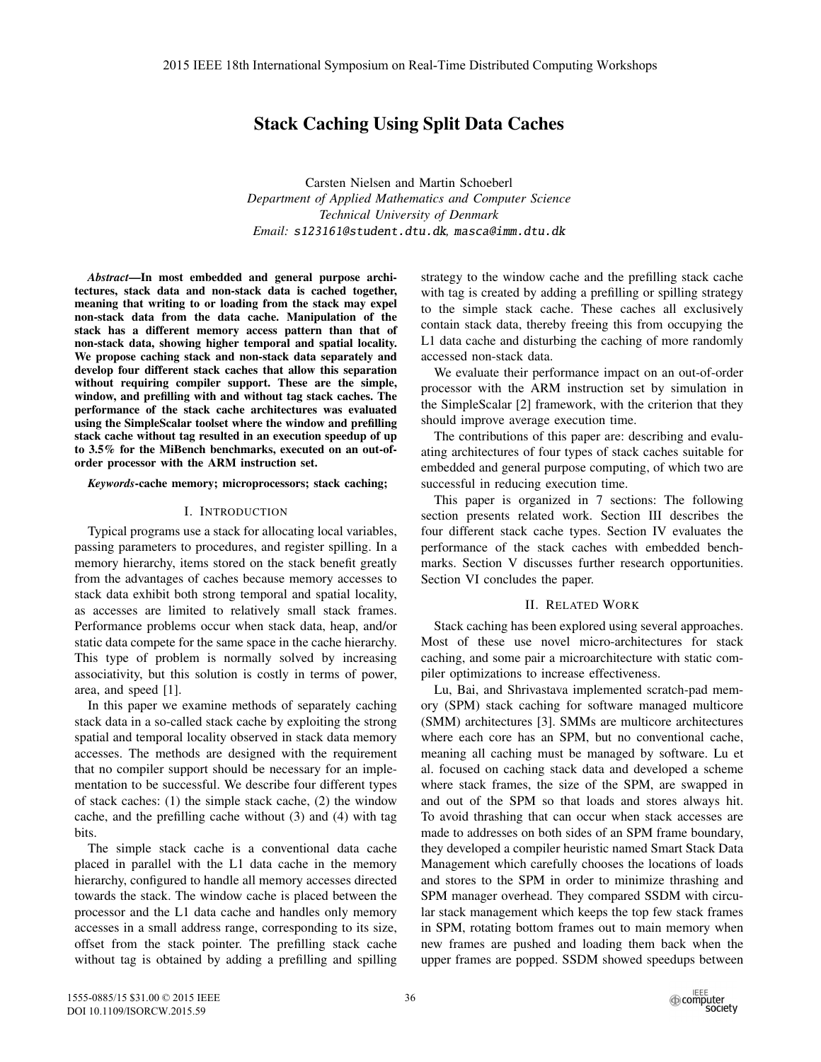# Stack Caching Using Split Data Caches

Carsten Nielsen and Martin Schoeberl
*Department of Applied Mathematics and Computer Science*
*Technical University of Denmark*
*Email:* s123161@student.dtu.dk, masca@imm.dtu.dk

***Abstract*—In most embedded and general purpose architectures, stack data and non-stack data is cached together, meaning that writing to or loading from the stack may expel non-stack data from the data cache. Manipulation of the stack has a different memory access pattern than that of non-stack data, showing higher temporal and spatial locality. We propose caching stack and non-stack data separately and develop four different stack caches that allow this separation without requiring compiler support. These are the simple, window, and prefilling with and without tag stack caches. The performance of the stack cache architectures was evaluated using the SimpleScalar toolset where the window and prefilling stack cache without tag resulted in an execution speedup of up to 3.5% for the MiBench benchmarks, executed on an out-of-order processor with the ARM instruction set.**

***Keywords*-cache memory; microprocessors; stack caching;**

## I. Introduction

Typical programs use a stack for allocating local variables, passing parameters to procedures, and register spilling. In a memory hierarchy, items stored on the stack benefit greatly from the advantages of caches because memory accesses to stack data exhibit both strong temporal and spatial locality, as accesses are limited to relatively small stack frames. Performance problems occur when stack data, heap, and/or static data compete for the same space in the cache hierarchy. This type of problem is normally solved by increasing associativity, but this solution is costly in terms of power, area, and speed [1].

In this paper we examine methods of separately caching stack data in a so-called stack cache by exploiting the strong spatial and temporal locality observed in stack data memory accesses. The methods are designed with the requirement that no compiler support should be necessary for an implementation to be successful. We describe four different types of stack caches: (1) the simple stack cache, (2) the window cache, and the prefilling cache without (3) and (4) with tag bits.

The simple stack cache is a conventional data cache placed in parallel with the L1 data cache in the memory hierarchy, configured to handle all memory accesses directed towards the stack. The window cache is placed between the processor and the L1 data cache and handles only memory accesses in a small address range, corresponding to its size, offset from the stack pointer. The prefilling stack cache without tag is obtained by adding a prefilling and spilling strategy to the window cache and the prefilling stack cache with tag is created by adding a prefilling or spilling strategy to the simple stack cache. These caches all exclusively contain stack data, thereby freeing this from occupying the L1 data cache and disturbing the caching of more randomly accessed non-stack data.

We evaluate their performance impact on an out-of-order processor with the ARM instruction set by simulation in the SimpleScalar [2] framework, with the criterion that they should improve average execution time.

The contributions of this paper are: describing and evaluating architectures of four types of stack caches suitable for embedded and general purpose computing, of which two are successful in reducing execution time.

This paper is organized in 7 sections: The following section presents related work. Section III describes the four different stack cache types. Section IV evaluates the performance of the stack caches with embedded benchmarks. Section V discusses further research opportunities. Section VI concludes the paper.

## II. Related Work

Stack caching has been explored using several approaches. Most of these use novel micro-architectures for stack caching, and some pair a microarchitecture with static compiler optimizations to increase effectiveness.

Lu, Bai, and Shrivastava implemented scratch-pad memory (SPM) stack caching for software managed multicore (SMM) architectures [3]. SMMs are multicore architectures where each core has an SPM, but no conventional cache, meaning all caching must be managed by software. Lu et al. focused on caching stack data and developed a scheme where stack frames, the size of the SPM, are swapped in and out of the SPM so that loads and stores always hit. To avoid thrashing that can occur when stack accesses are made to addresses on both sides of an SPM frame boundary, they developed a compiler heuristic named Smart Stack Data Management which carefully chooses the locations of loads and stores to the SPM in order to minimize thrashing and SPM manager overhead. They compared SSDM with circular stack management which keeps the top few stack frames in SPM, rotating bottom frames out to main memory when new frames are pushed and loading them back when the upper frames are popped. SSDM showed speedups between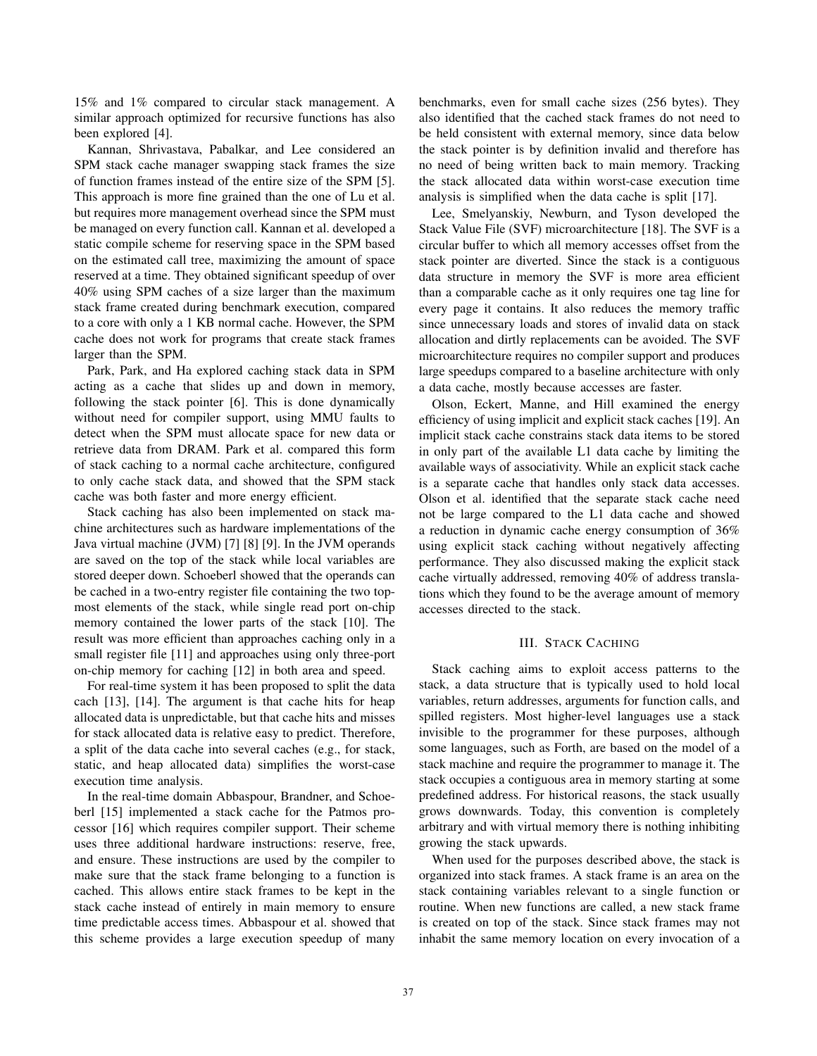15% and 1% compared to circular stack management. A similar approach optimized for recursive functions has also been explored [4].

Kannan, Shrivastava, Pabalkar, and Lee considered an SPM stack cache manager swapping stack frames the size of function frames instead of the entire size of the SPM [5]. This approach is more fine grained than the one of Lu et al. but requires more management overhead since the SPM must be managed on every function call. Kannan et al. developed a static compile scheme for reserving space in the SPM based on the estimated call tree, maximizing the amount of space reserved at a time. They obtained significant speedup of over 40% using SPM caches of a size larger than the maximum stack frame created during benchmark execution, compared to a core with only a 1 KB normal cache. However, the SPM cache does not work for programs that create stack frames larger than the SPM.

Park, Park, and Ha explored caching stack data in SPM acting as a cache that slides up and down in memory, following the stack pointer [6]. This is done dynamically without need for compiler support, using MMU faults to detect when the SPM must allocate space for new data or retrieve data from DRAM. Park et al. compared this form of stack caching to a normal cache architecture, configured to only cache stack data, and showed that the SPM stack cache was both faster and more energy efficient.

Stack caching has also been implemented on stack machine architectures such as hardware implementations of the Java virtual machine (JVM) [7] [8] [9]. In the JVM operands are saved on the top of the stack while local variables are stored deeper down. Schoeberl showed that the operands can be cached in a two-entry register file containing the two topmost elements of the stack, while single read port on-chip memory contained the lower parts of the stack [10]. The result was more efficient than approaches caching only in a small register file [11] and approaches using only three-port on-chip memory for caching [12] in both area and speed.

For real-time system it has been proposed to split the data cach [13], [14]. The argument is that cache hits for heap allocated data is unpredictable, but that cache hits and misses for stack allocated data is relative easy to predict. Therefore, a split of the data cache into several caches (e.g., for stack, static, and heap allocated data) simplifies the worst-case execution time analysis.

In the real-time domain Abbaspour, Brandner, and Schoeberl [15] implemented a stack cache for the Patmos processor [16] which requires compiler support. Their scheme uses three additional hardware instructions: reserve, free, and ensure. These instructions are used by the compiler to make sure that the stack frame belonging to a function is cached. This allows entire stack frames to be kept in the stack cache instead of entirely in main memory to ensure time predictable access times. Abbaspour et al. showed that this scheme provides a large execution speedup of many benchmarks, even for small cache sizes (256 bytes). They also identified that the cached stack frames do not need to be held consistent with external memory, since data below the stack pointer is by definition invalid and therefore has no need of being written back to main memory. Tracking the stack allocated data within worst-case execution time analysis is simplified when the data cache is split [17].

Lee, Smelyanskiy, Newburn, and Tyson developed the Stack Value File (SVF) microarchitecture [18]. The SVF is a circular buffer to which all memory accesses offset from the stack pointer are diverted. Since the stack is a contiguous data structure in memory the SVF is more area efficient than a comparable cache as it only requires one tag line for every page it contains. It also reduces the memory traffic since unnecessary loads and stores of invalid data on stack allocation and dirtly replacements can be avoided. The SVF microarchitecture requires no compiler support and produces large speedups compared to a baseline architecture with only a data cache, mostly because accesses are faster.

Olson, Eckert, Manne, and Hill examined the energy efficiency of using implicit and explicit stack caches [19]. An implicit stack cache constrains stack data items to be stored in only part of the available L1 data cache by limiting the available ways of associativity. While an explicit stack cache is a separate cache that handles only stack data accesses. Olson et al. identified that the separate stack cache need not be large compared to the L1 data cache and showed a reduction in dynamic cache energy consumption of 36% using explicit stack caching without negatively affecting performance. They also discussed making the explicit stack cache virtually addressed, removing 40% of address translations which they found to be the average amount of memory accesses directed to the stack.

## III. Stack Caching

Stack caching aims to exploit access patterns to the stack, a data structure that is typically used to hold local variables, return addresses, arguments for function calls, and spilled registers. Most higher-level languages use a stack invisible to the programmer for these purposes, although some languages, such as Forth, are based on the model of a stack machine and require the programmer to manage it. The stack occupies a contiguous area in memory starting at some predefined address. For historical reasons, the stack usually grows downwards. Today, this convention is completely arbitrary and with virtual memory there is nothing inhibiting growing the stack upwards.

When used for the purposes described above, the stack is organized into stack frames. A stack frame is an area on the stack containing variables relevant to a single function or routine. When new functions are called, a new stack frame is created on top of the stack. Since stack frames may not inhabit the same memory location on every invocation of a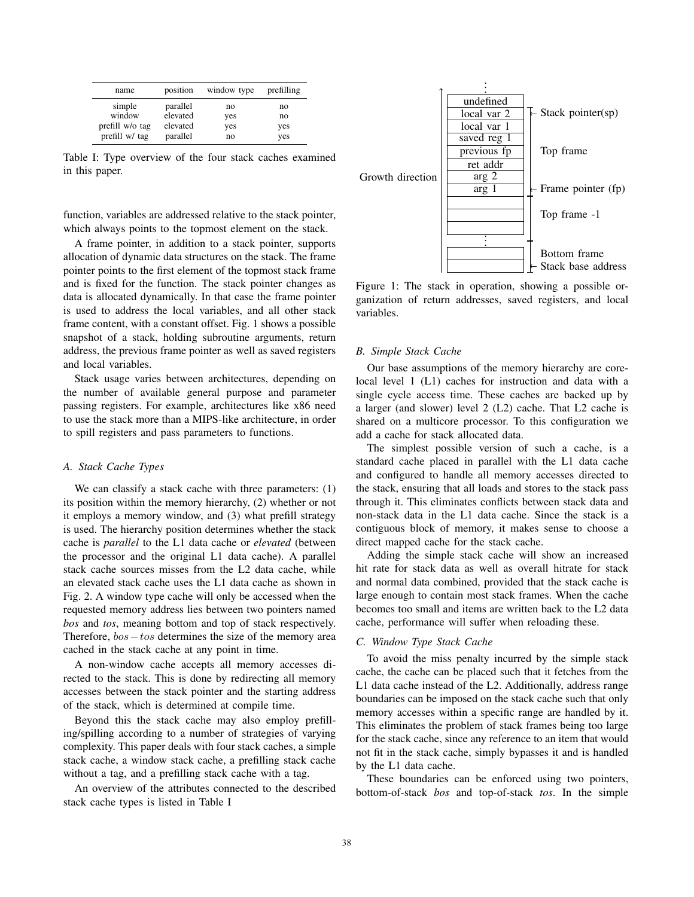| name | position | window type | prefilling |
| --- | --- | --- | --- |
| simple | parallel | no | no |
| window | elevated | yes | no |
| prefill w/o tag | elevated | yes | yes |
| prefill w/ tag | parallel | no | yes |

Table I: Type overview of the four stack caches examined in this paper.

function, variables are addressed relative to the stack pointer, which always points to the topmost element on the stack.

A frame pointer, in addition to a stack pointer, supports allocation of dynamic data structures on the stack. The frame pointer points to the first element of the topmost stack frame and is fixed for the function. The stack pointer changes as data is allocated dynamically. In that case the frame pointer is used to address the local variables, and all other stack frame content, with a constant offset. Fig. 1 shows a possible snapshot of a stack, holding subroutine arguments, return address, the previous frame pointer as well as saved registers and local variables.

Stack usage varies between architectures, depending on the number of available general purpose and parameter passing registers. For example, architectures like x86 need to use the stack more than a MIPS-like architecture, in order to spill registers and pass parameters to functions.

### A. Stack Cache Types

We can classify a stack cache with three parameters: (1) its position within the memory hierarchy, (2) whether or not it employs a memory window, and (3) what prefill strategy is used. The hierarchy position determines whether the stack cache is *parallel* to the L1 data cache or *elevated* (between the processor and the original L1 data cache). A parallel stack cache sources misses from the L2 data cache, while an elevated stack cache uses the L1 data cache as shown in Fig. 2. A window type cache will only be accessed when the requested memory address lies between two pointers named *bos* and *tos*, meaning bottom and top of stack respectively. Therefore, $bos - tos$ determines the size of the memory area cached in the stack cache at any point in time.

A non-window cache accepts all memory accesses directed to the stack. This is done by redirecting all memory accesses between the stack pointer and the starting address of the stack, which is determined at compile time.

Beyond this the stack cache may also employ prefilling/spilling according to a number of strategies of varying complexity. This paper deals with four stack caches, a simple stack cache, a window stack cache, a prefilling stack cache without a tag, and a prefilling stack cache with a tag.

An overview of the attributes connected to the described stack cache types is listed in Table I

| Growth direction ↑ | Stack | |
| --- | --- | --- |
| | ⋮ | |
| | undefined | |
| | local var 2 | ← Stack pointer(sp) |
| | local var 1 | |
| | saved reg 1 | |
| | previous fp | Top frame |
| | ret addr | |
| | arg 2 | |
| | arg 1 | ← Frame pointer (fp) |
| | | |
| | | Top frame -1 |
| | | |
| | ⋮ | |
| | | Bottom frame |
| | | ← Stack base address |

Figure 1: The stack in operation, showing a possible organization of return addresses, saved registers, and local variables.

### B. Simple Stack Cache

Our base assumptions of the memory hierarchy are core-local level 1 (L1) caches for instruction and data with a single cycle access time. These caches are backed up by a larger (and slower) level 2 (L2) cache. That L2 cache is shared on a multicore processor. To this configuration we add a cache for stack allocated data.

The simplest possible version of such a cache, is a standard cache placed in parallel with the L1 data cache and configured to handle all memory accesses directed to the stack, ensuring that all loads and stores to the stack pass through it. This eliminates conflicts between stack data and non-stack data in the L1 data cache. Since the stack is a contiguous block of memory, it makes sense to choose a direct mapped cache for the stack cache.

Adding the simple stack cache will show an increased hit rate for stack data as well as overall hitrate for stack and normal data combined, provided that the stack cache is large enough to contain most stack frames. When the cache becomes too small and items are written back to the L2 data cache, performance will suffer when reloading these.

### C. Window Type Stack Cache

To avoid the miss penalty incurred by the simple stack cache, the cache can be placed such that it fetches from the L1 data cache instead of the L2. Additionally, address range boundaries can be imposed on the stack cache such that only memory accesses within a specific range are handled by it. This eliminates the problem of stack frames being too large for the stack cache, since any reference to an item that would not fit in the stack cache, simply bypasses it and is handled by the L1 data cache.

These boundaries can be enforced using two pointers, bottom-of-stack *bos* and top-of-stack *tos*. In the simple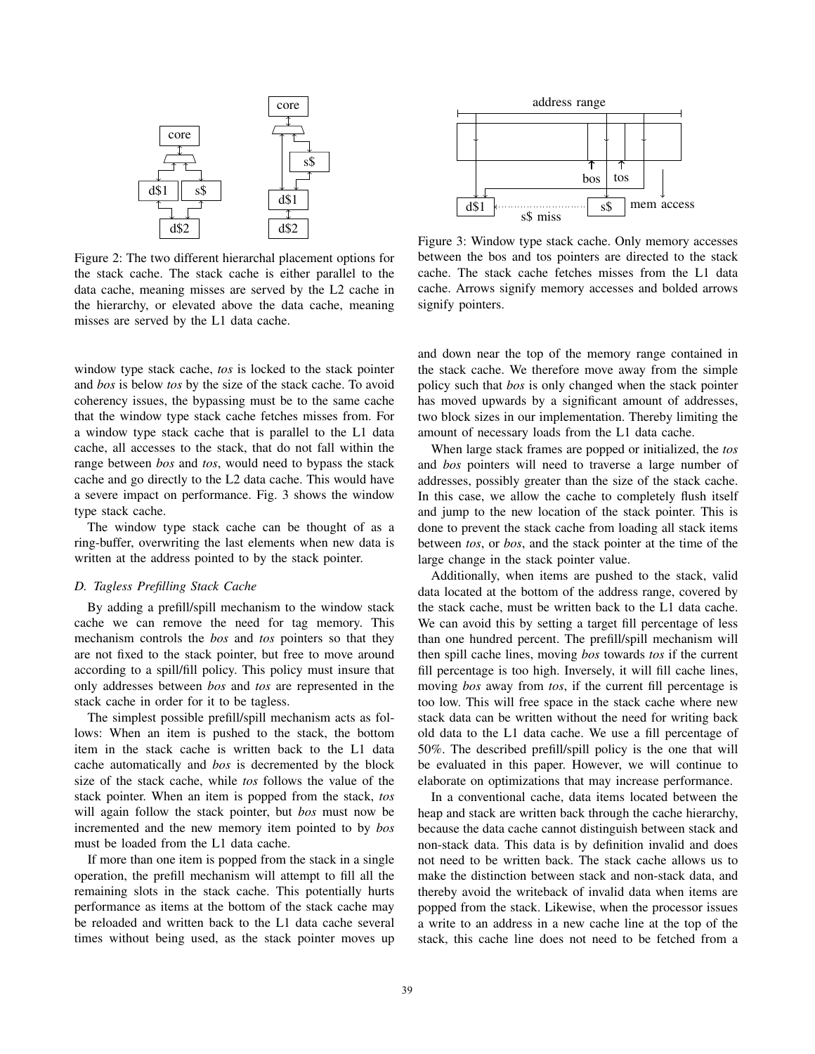Figure 2: The two different hierarchal placement options for the stack cache. The stack cache is either parallel to the data cache, meaning misses are served by the L2 cache in the hierarchy, or elevated above the data cache, meaning misses are served by the L1 data cache.

Figure 3: Window type stack cache. Only memory accesses between the bos and tos pointers are directed to the stack cache. The stack cache fetches misses from the L1 data cache. Arrows signify memory accesses and bolded arrows signify pointers.

window type stack cache, *tos* is locked to the stack pointer and *bos* is below *tos* by the size of the stack cache. To avoid coherency issues, the bypassing must be to the same cache that the window type stack cache fetches misses from. For a window type stack cache that is parallel to the L1 data cache, all accesses to the stack, that do not fall within the range between *bos* and *tos*, would need to bypass the stack cache and go directly to the L2 data cache. This would have a severe impact on performance. Fig. 3 shows the window type stack cache.

The window type stack cache can be thought of as a ring-buffer, overwriting the last elements when new data is written at the address pointed to by the stack pointer.

### D. Tagless Prefilling Stack Cache

By adding a prefill/spill mechanism to the window stack cache we can remove the need for tag memory. This mechanism controls the *bos* and *tos* pointers so that they are not fixed to the stack pointer, but free to move around according to a spill/fill policy. This policy must insure that only addresses between *bos* and *tos* are represented in the stack cache in order for it to be tagless.

The simplest possible prefill/spill mechanism acts as follows: When an item is pushed to the stack, the bottom item in the stack cache is written back to the L1 data cache automatically and *bos* is decremented by the block size of the stack cache, while *tos* follows the value of the stack pointer. When an item is popped from the stack, *tos* will again follow the stack pointer, but *bos* must now be incremented and the new memory item pointed to by *bos* must be loaded from the L1 data cache.

If more than one item is popped from the stack in a single operation, the prefill mechanism will attempt to fill all the remaining slots in the stack cache. This potentially hurts performance as items at the bottom of the stack cache may be reloaded and written back to the L1 data cache several times without being used, as the stack pointer moves up and down near the top of the memory range contained in the stack cache. We therefore move away from the simple policy such that *bos* is only changed when the stack pointer has moved upwards by a significant amount of addresses, two block sizes in our implementation. Thereby limiting the amount of necessary loads from the L1 data cache.

When large stack frames are popped or initialized, the *tos* and *bos* pointers will need to traverse a large number of addresses, possibly greater than the size of the stack cache. In this case, we allow the cache to completely flush itself and jump to the new location of the stack pointer. This is done to prevent the stack cache from loading all stack items between *tos*, or *bos*, and the stack pointer at the time of the large change in the stack pointer value.

Additionally, when items are pushed to the stack, valid data located at the bottom of the address range, covered by the stack cache, must be written back to the L1 data cache. We can avoid this by setting a target fill percentage of less than one hundred percent. The prefill/spill mechanism will then spill cache lines, moving *bos* towards *tos* if the current fill percentage is too high. Inversely, it will fill cache lines, moving *bos* away from *tos*, if the current fill percentage is too low. This will free space in the stack cache where new stack data can be written without the need for writing back old data to the L1 data cache. We use a fill percentage of 50%. The described prefill/spill policy is the one that will be evaluated in this paper. However, we will continue to elaborate on optimizations that may increase performance.

In a conventional cache, data items located between the heap and stack are written back through the cache hierarchy, because the data cache cannot distinguish between stack and non-stack data. This data is by definition invalid and does not need to be written back. The stack cache allows us to make the distinction between stack and non-stack data, and thereby avoid the writeback of invalid data when items are popped from the stack. Likewise, when the processor issues a write to an address in a new cache line at the top of the stack, this cache line does not need to be fetched from a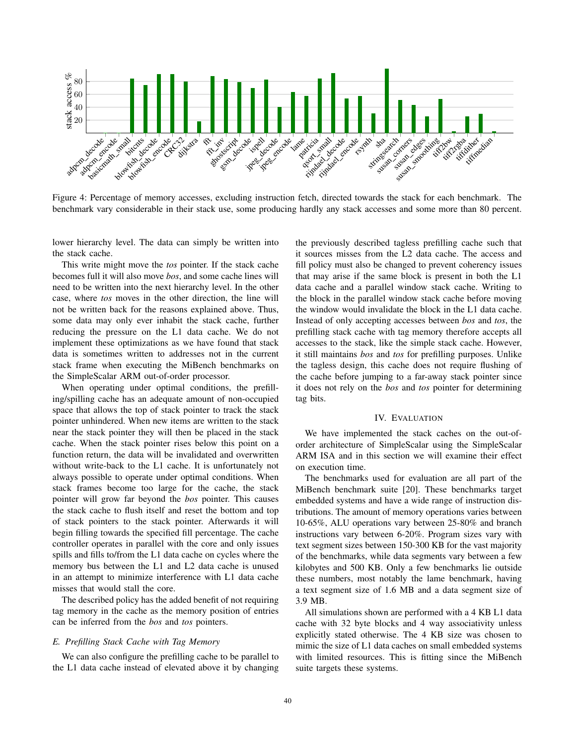Figure 4: Percentage of memory accesses, excluding instruction fetch, directed towards the stack for each benchmark. The benchmark vary considerable in their stack use, some producing hardly any stack accesses and some more than 80 percent.

lower hierarchy level. The data can simply be written into the stack cache.

This write might move the *tos* pointer. If the stack cache becomes full it will also move *bos*, and some cache lines will need to be written into the next hierarchy level. In the other case, where *tos* moves in the other direction, the line will not be written back for the reasons explained above. Thus, some data may only ever inhabit the stack cache, further reducing the pressure on the L1 data cache. We do not implement these optimizations as we have found that stack data is sometimes written to addresses not in the current stack frame when executing the MiBench benchmarks on the SimpleScalar ARM out-of-order processor.

When operating under optimal conditions, the prefilling/spilling cache has an adequate amount of non-occupied space that allows the top of stack pointer to track the stack pointer unhindered. When new items are written to the stack near the stack pointer they will then be placed in the stack cache. When the stack pointer rises below this point on a function return, the data will be invalidated and overwritten without write-back to the L1 cache. It is unfortunately not always possible to operate under optimal conditions. When stack frames become too large for the cache, the stack pointer will grow far beyond the *bos* pointer. This causes the stack cache to flush itself and reset the bottom and top of stack pointers to the stack pointer. Afterwards it will begin filling towards the specified fill percentage. The cache controller operates in parallel with the core and only issues spills and fills to/from the L1 data cache on cycles where the memory bus between the L1 and L2 data cache is unused in an attempt to minimize interference with L1 data cache misses that would stall the core.

The described policy has the added benefit of not requiring tag memory in the cache as the memory position of entries can be inferred from the *bos* and *tos* pointers.

### *E. Prefilling Stack Cache with Tag Memory*

We can also configure the prefilling cache to be parallel to the L1 data cache instead of elevated above it by changing the previously described tagless prefilling cache such that it sources misses from the L2 data cache. The access and fill policy must also be changed to prevent coherency issues that may arise if the same block is present in both the L1 data cache and a parallel window stack cache. Writing to the block in the parallel window stack cache before moving the window would invalidate the block in the L1 data cache. Instead of only accepting accesses between *bos* and *tos*, the prefilling stack cache with tag memory therefore accepts all accesses to the stack, like the simple stack cache. However, it still maintains *bos* and *tos* for prefilling purposes. Unlike the tagless design, this cache does not require flushing of the cache before jumping to a far-away stack pointer since it does not rely on the *bos* and *tos* pointer for determining tag bits.

## IV. Evaluation

We have implemented the stack caches on the out-of-order architecture of SimpleScalar using the SimpleScalar ARM ISA and in this section we will examine their effect on execution time.

The benchmarks used for evaluation are all part of the MiBench benchmark suite [20]. These benchmarks target embedded systems and have a wide range of instruction distributions. The amount of memory operations varies between 10-65%, ALU operations vary between 25-80% and branch instructions vary between 6-20%. Program sizes vary with text segment sizes between 150-300 KB for the vast majority of the benchmarks, while data segments vary between a few kilobytes and 500 KB. Only a few benchmarks lie outside these numbers, most notably the lame benchmark, having a text segment size of 1.6 MB and a data segment size of 3.9 MB.

All simulations shown are performed with a 4 KB L1 data cache with 32 byte blocks and 4 way associativity unless explicitly stated otherwise. The 4 KB size was chosen to mimic the size of L1 data caches on small embedded systems with limited resources. This is fitting since the MiBench suite targets these systems.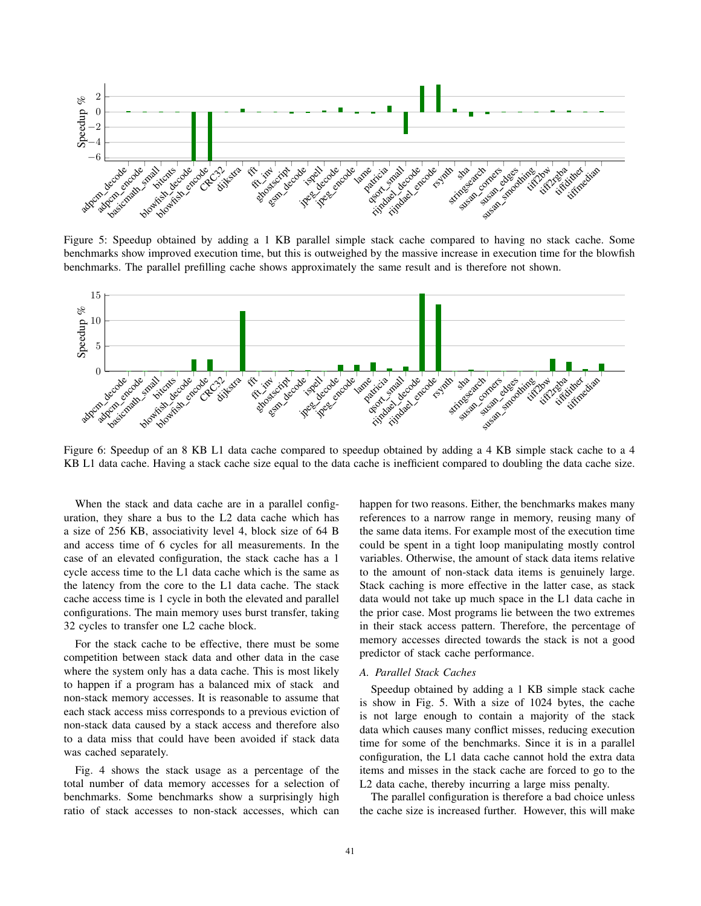Figure 5: Speedup obtained by adding a 1 KB parallel simple stack cache compared to having no stack cache. Some benchmarks show improved execution time, but this is outweighed by the massive increase in execution time for the blowfish benchmarks. The parallel prefilling cache shows approximately the same result and is therefore not shown.

Figure 6: Speedup of an 8 KB L1 data cache compared to speedup obtained by adding a 4 KB simple stack cache to a 4 KB L1 data cache. Having a stack cache size equal to the data cache is inefficient compared to doubling the data cache size.

When the stack and data cache are in a parallel configuration, they share a bus to the L2 data cache which has a size of 256 KB, associativity level 4, block size of 64 B and access time of 6 cycles for all measurements. In the case of an elevated configuration, the stack cache has a 1 cycle access time to the L1 data cache which is the same as the latency from the core to the L1 data cache. The stack cache access time is 1 cycle in both the elevated and parallel configurations. The main memory uses burst transfer, taking 32 cycles to transfer one L2 cache block.

For the stack cache to be effective, there must be some competition between stack data and other data in the case where the system only has a data cache. This is most likely to happen if a program has a balanced mix of stack and non-stack memory accesses. It is reasonable to assume that each stack access miss corresponds to a previous eviction of non-stack data caused by a stack access and therefore also to a data miss that could have been avoided if stack data was cached separately.

Fig. 4 shows the stack usage as a percentage of the total number of data memory accesses for a selection of benchmarks. Some benchmarks show a surprisingly high ratio of stack accesses to non-stack accesses, which can happen for two reasons. Either, the benchmarks makes many references to a narrow range in memory, reusing many of the same data items. For example most of the execution time could be spent in a tight loop manipulating mostly control variables. Otherwise, the amount of stack data items relative to the amount of non-stack data items is genuinely large. Stack caching is more effective in the latter case, as stack data would not take up much space in the L1 data cache in the prior case. Most programs lie between the two extremes in their stack access pattern. Therefore, the percentage of memory accesses directed towards the stack is not a good predictor of stack cache performance.

### A. Parallel Stack Caches

Speedup obtained by adding a 1 KB simple stack cache is show in Fig. 5. With a size of 1024 bytes, the cache is not large enough to contain a majority of the stack data which causes many conflict misses, reducing execution time for some of the benchmarks. Since it is in a parallel configuration, the L1 data cache cannot hold the extra data items and misses in the stack cache are forced to go to the L2 data cache, thereby incurring a large miss penalty.

The parallel configuration is therefore a bad choice unless the cache size is increased further. However, this will make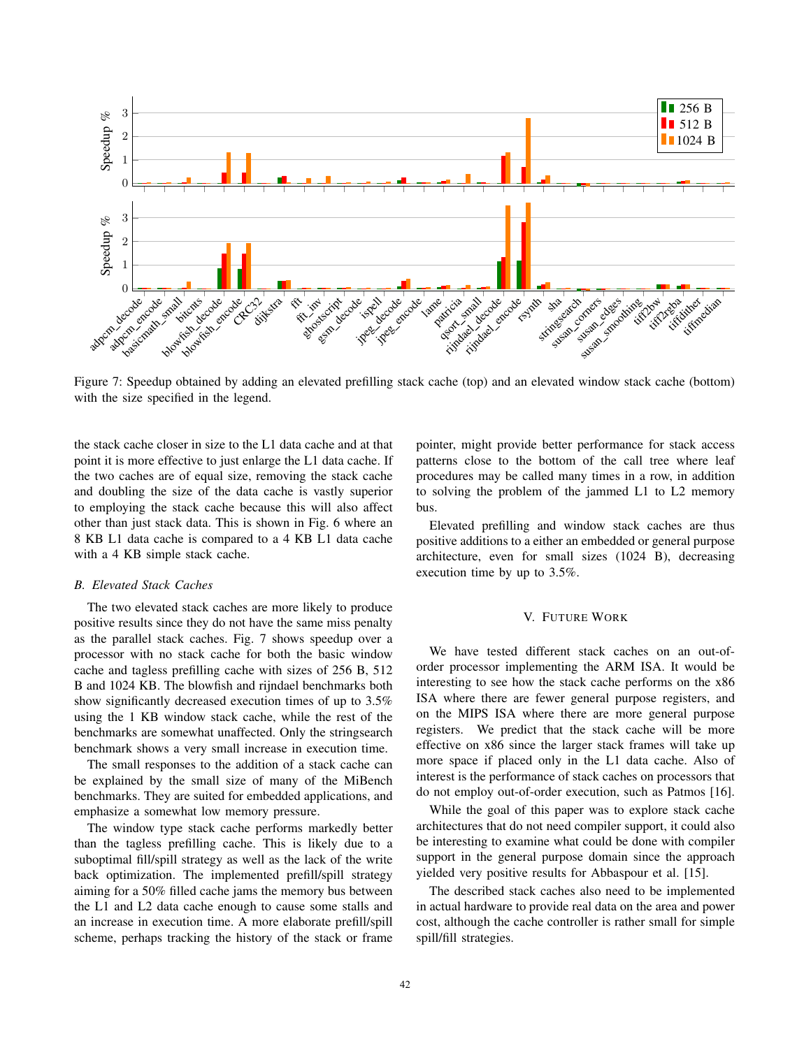Figure 7: Speedup obtained by adding an elevated prefilling stack cache (top) and an elevated window stack cache (bottom) with the size specified in the legend.

the stack cache closer in size to the L1 data cache and at that point it is more effective to just enlarge the L1 data cache. If the two caches are of equal size, removing the stack cache and doubling the size of the data cache is vastly superior to employing the stack cache because this will also affect other than just stack data. This is shown in Fig. 6 where an 8 KB L1 data cache is compared to a 4 KB L1 data cache with a 4 KB simple stack cache.

### *B. Elevated Stack Caches*

The two elevated stack caches are more likely to produce positive results since they do not have the same miss penalty as the parallel stack caches. Fig. 7 shows speedup over a processor with no stack cache for both the basic window cache and tagless prefilling cache with sizes of 256 B, 512 B and 1024 KB. The blowfish and rijndael benchmarks both show significantly decreased execution times of up to 3.5% using the 1 KB window stack cache, while the rest of the benchmarks are somewhat unaffected. Only the stringsearch benchmark shows a very small increase in execution time.

The small responses to the addition of a stack cache can be explained by the small size of many of the MiBench benchmarks. They are suited for embedded applications, and emphasize a somewhat low memory pressure.

The window type stack cache performs markedly better than the tagless prefilling cache. This is likely due to a suboptimal fill/spill strategy as well as the lack of the write back optimization. The implemented prefill/spill strategy aiming for a 50% filled cache jams the memory bus between the L1 and L2 data cache enough to cause some stalls and an increase in execution time. A more elaborate prefill/spill scheme, perhaps tracking the history of the stack or frame pointer, might provide better performance for stack access patterns close to the bottom of the call tree where leaf procedures may be called many times in a row, in addition to solving the problem of the jammed L1 to L2 memory bus.

Elevated prefilling and window stack caches are thus positive additions to a either an embedded or general purpose architecture, even for small sizes (1024 B), decreasing execution time by up to 3.5%.

## V. Future Work

We have tested different stack caches on an out-of-order processor implementing the ARM ISA. It would be interesting to see how the stack cache performs on the x86 ISA where there are fewer general purpose registers, and on the MIPS ISA where there are more general purpose registers. We predict that the stack cache will be more effective on x86 since the larger stack frames will take up more space if placed only in the L1 data cache. Also of interest is the performance of stack caches on processors that do not employ out-of-order execution, such as Patmos [16].

While the goal of this paper was to explore stack cache architectures that do not need compiler support, it could also be interesting to examine what could be done with compiler support in the general purpose domain since the approach yielded very positive results for Abbaspour et al. [15].

The described stack caches also need to be implemented in actual hardware to provide real data on the area and power cost, although the cache controller is rather small for simple spill/fill strategies.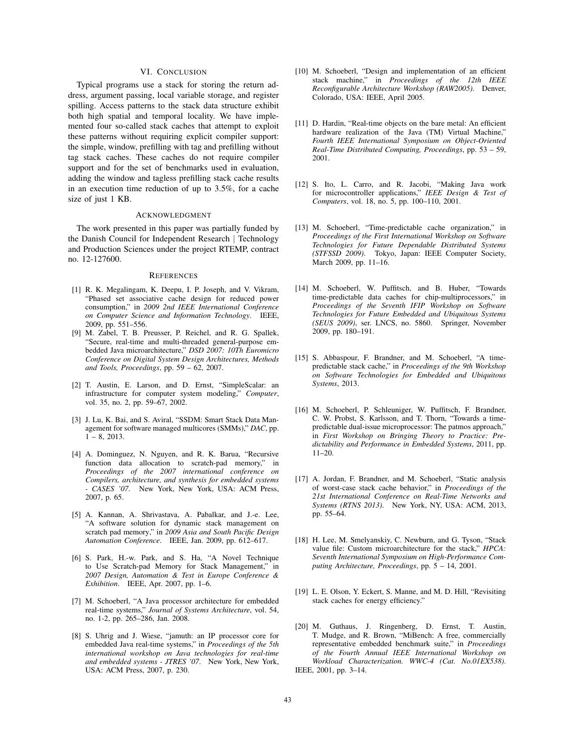## VI. Conclusion

Typical programs use a stack for storing the return address, argument passing, local variable storage, and register spilling. Access patterns to the stack data structure exhibit both high spatial and temporal locality. We have implemented four so-called stack caches that attempt to exploit these patterns without requiring explicit compiler support: the simple, window, prefilling with tag and prefilling without tag stack caches. These caches do not require compiler support and for the set of benchmarks used in evaluation, adding the window and tagless prefilling stack cache results in an execution time reduction of up to 3.5%, for a cache size of just 1 KB.

## Acknowledgment

The work presented in this paper was partially funded by the Danish Council for Independent Research | Technology and Production Sciences under the project RTEMP, contract no. 12-127600.

## References

[1] R. K. Megalingam, K. Deepu, I. P. Joseph, and V. Vikram, "Phased set associative cache design for reduced power consumption," in *2009 2nd IEEE International Conference on Computer Science and Information Technology*. IEEE, 2009, pp. 551–556.

[9] M. Zabel, T. B. Preusser, P. Reichel, and R. G. Spallek, "Secure, real-time and multi-threaded general-purpose embedded Java microarchitecture," *DSD 2007: 10Th Euromicro Conference on Digital System Design Architectures, Methods and Tools, Proceedings*, pp. 59 – 62, 2007.

[2] T. Austin, E. Larson, and D. Ernst, "SimpleScalar: an infrastructure for computer system modeling," *Computer*, vol. 35, no. 2, pp. 59–67, 2002.

[3] J. Lu, K. Bai, and S. Aviral, "SSDM: Smart Stack Data Management for software managed multicores (SMMs)," *DAC*, pp. 1 – 8, 2013.

[4] A. Dominguez, N. Nguyen, and R. K. Barua, "Recursive function data allocation to scratch-pad memory," in *Proceedings of the 2007 international conference on Compilers, architecture, and synthesis for embedded systems - CASES '07*. New York, New York, USA: ACM Press, 2007, p. 65.

[5] A. Kannan, A. Shrivastava, A. Pabalkar, and J.-e. Lee, "A software solution for dynamic stack management on scratch pad memory," in *2009 Asia and South Pacific Design Automation Conference*. IEEE, Jan. 2009, pp. 612–617.

[6] S. Park, H.-w. Park, and S. Ha, "A Novel Technique to Use Scratch-pad Memory for Stack Management," in *2007 Design, Automation & Test in Europe Conference & Exhibition*. IEEE, Apr. 2007, pp. 1–6.

[7] M. Schoeberl, "A Java processor architecture for embedded real-time systems," *Journal of Systems Architecture*, vol. 54, no. 1-2, pp. 265–286, Jan. 2008.

[8] S. Uhrig and J. Wiese, "jamuth: an IP processor core for embedded Java real-time systems," in *Proceedings of the 5th international workshop on Java technologies for real-time and embedded systems - JTRES '07*. New York, New York, USA: ACM Press, 2007, p. 230.

[10] M. Schoeberl, "Design and implementation of an efficient stack machine," in *Proceedings of the 12th IEEE Reconfigurable Architecture Workshop (RAW2005)*. Denver, Colorado, USA: IEEE, April 2005.

[11] D. Hardin, "Real-time objects on the bare metal: An efficient hardware realization of the Java (TM) Virtual Machine," *Fourth IEEE International Symposium on Object-Oriented Real-Time Distributed Computing, Proceedings*, pp. 53 – 59, 2001.

[12] S. Ito, L. Carro, and R. Jacobi, "Making Java work for microcontroller applications," *IEEE Design & Test of Computers*, vol. 18, no. 5, pp. 100–110, 2001.

[13] M. Schoeberl, "Time-predictable cache organization," in *Proceedings of the First International Workshop on Software Technologies for Future Dependable Distributed Systems (STFSSD 2009)*. Tokyo, Japan: IEEE Computer Society, March 2009, pp. 11–16.

[14] M. Schoeberl, W. Puffitsch, and B. Huber, "Towards time-predictable data caches for chip-multiprocessors," in *Proceedings of the Seventh IFIP Workshop on Software Technologies for Future Embedded and Ubiquitous Systems (SEUS 2009)*, ser. LNCS, no. 5860. Springer, November 2009, pp. 180–191.

[15] S. Abbaspour, F. Brandner, and M. Schoeberl, "A time-predictable stack cache," in *Proceedings of the 9th Workshop on Software Technologies for Embedded and Ubiquitous Systems*, 2013.

[16] M. Schoeberl, P. Schleuniger, W. Puffitsch, F. Brandner, C. W. Probst, S. Karlsson, and T. Thorn, "Towards a time-predictable dual-issue microprocessor: The patmos approach," in *First Workshop on Bringing Theory to Practice: Predictability and Performance in Embedded Systems*, 2011, pp. 11–20.

[17] A. Jordan, F. Brandner, and M. Schoeberl, "Static analysis of worst-case stack cache behavior," in *Proceedings of the 21st International Conference on Real-Time Networks and Systems (RTNS 2013)*. New York, NY, USA: ACM, 2013, pp. 55–64.

[18] H. Lee, M. Smelyanskiy, C. Newburn, and G. Tyson, "Stack value file: Custom microarchitecture for the stack," *HPCA: Seventh International Symposium on High-Performance Computing Architecture, Proceedings*, pp. 5 – 14, 2001.

[19] L. E. Olson, Y. Eckert, S. Manne, and M. D. Hill, "Revisiting stack caches for energy efficiency."

[20] M. Guthaus, J. Ringenberg, D. Ernst, T. Austin, T. Mudge, and R. Brown, "MiBench: A free, commercially representative embedded benchmark suite," in *Proceedings of the Fourth Annual IEEE International Workshop on Workload Characterization. WWC-4 (Cat. No.01EX538)*. IEEE, 2001, pp. 3–14.